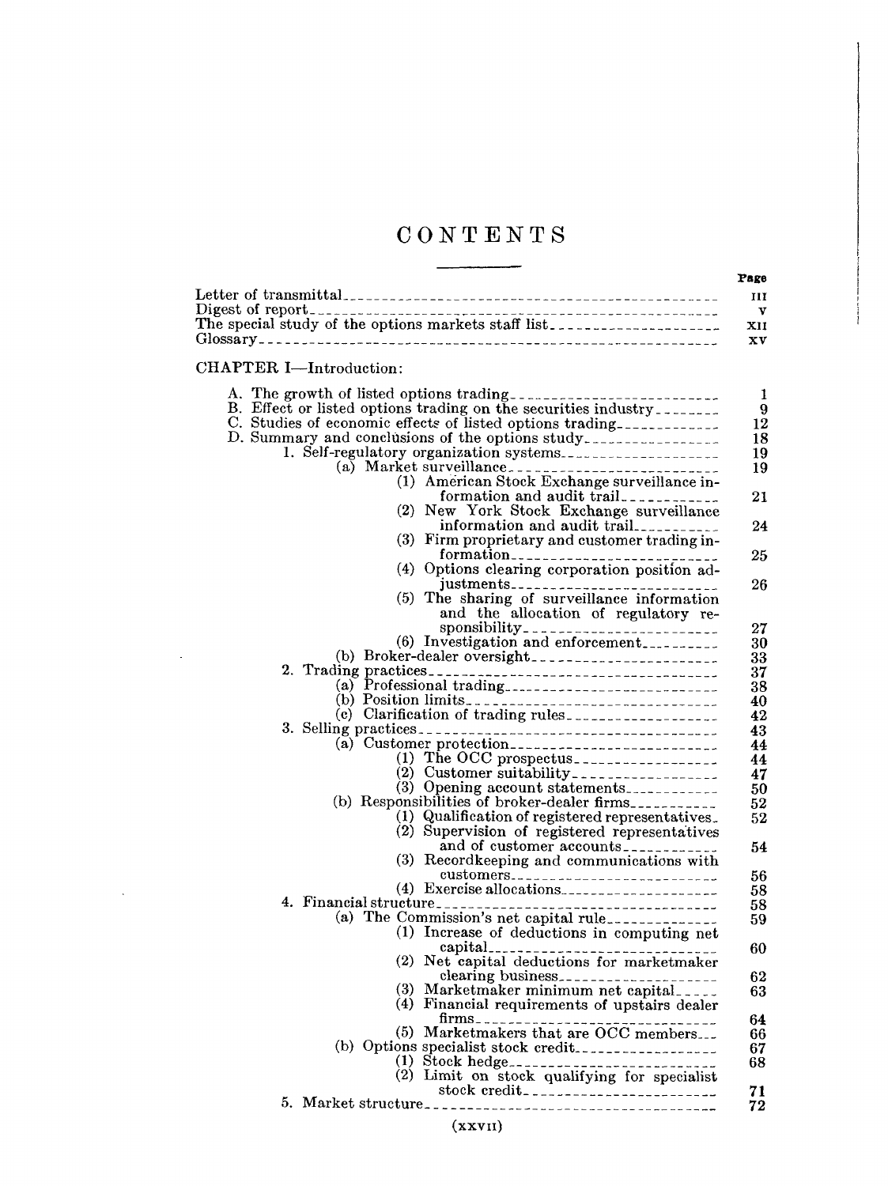# CONTENTS

| | Page |
|---|---|
| Letter of transmittal | III |
| Digest of report | V |
| The special study of the options markets staff list | XII |
| Glossary | XV |

CHAPTER I—Introduction:

| | |
|---|---|
| A. The growth of listed options trading | 1 |
| B. Effect or listed options trading on the securities industry | 9 |
| C. Studies of economic effects of listed options trading | 12 |
| D. Summary and conclusions of the options study | 18 |
| 1. Self-regulatory organization systems | 19 |
| (a) Market surveillance | 19 |
| (1) American Stock Exchange surveillance information and audit trail | 21 |
| (2) New York Stock Exchange surveillance information and audit trail | 24 |
| (3) Firm proprietary and customer trading information | 25 |
| (4) Options clearing corporation position adjustments | 26 |
| (5) The sharing of surveillance information and the allocation of regulatory responsibility | 27 |
| (6) Investigation and enforcement | 30 |
| (b) Broker-dealer oversight | 33 |
| 2. Trading practices | 37 |
| (a) Professional trading | 38 |
| (b) Position limits | 40 |
| (c) Clarification of trading rules | 42 |
| 3. Selling practices | 43 |
| (a) Customer protection | 44 |
| (1) The OCC prospectus | 44 |
| (2) Customer suitability | 47 |
| (3) Opening account statements | 50 |
| (b) Responsibilities of broker-dealer firms | 52 |
| (1) Qualification of registered representatives | 52 |
| (2) Supervision of registered representatives and of customer accounts | 54 |
| (3) Recordkeeping and communications with customers | 56 |
| (4) Exercise allocations | 58 |
| 4. Financial structure | 58 |
| (a) The Commission's net capital rule | 59 |
| (1) Increase of deductions in computing net capital | 60 |
| (2) Net capital deductions for marketmaker clearing business | 62 |
| (3) Marketmaker minimum net capital | 63 |
| (4) Financial requirements of upstairs dealer firms | 64 |
| (5) Marketmakers that are OCC members | 66 |
| (b) Options specialist stock credit | 67 |
| (1) Stock hedge | 68 |
| (2) Limit on stock qualifying for specialist stock credit | 71 |
| 5. Market structure | 72 |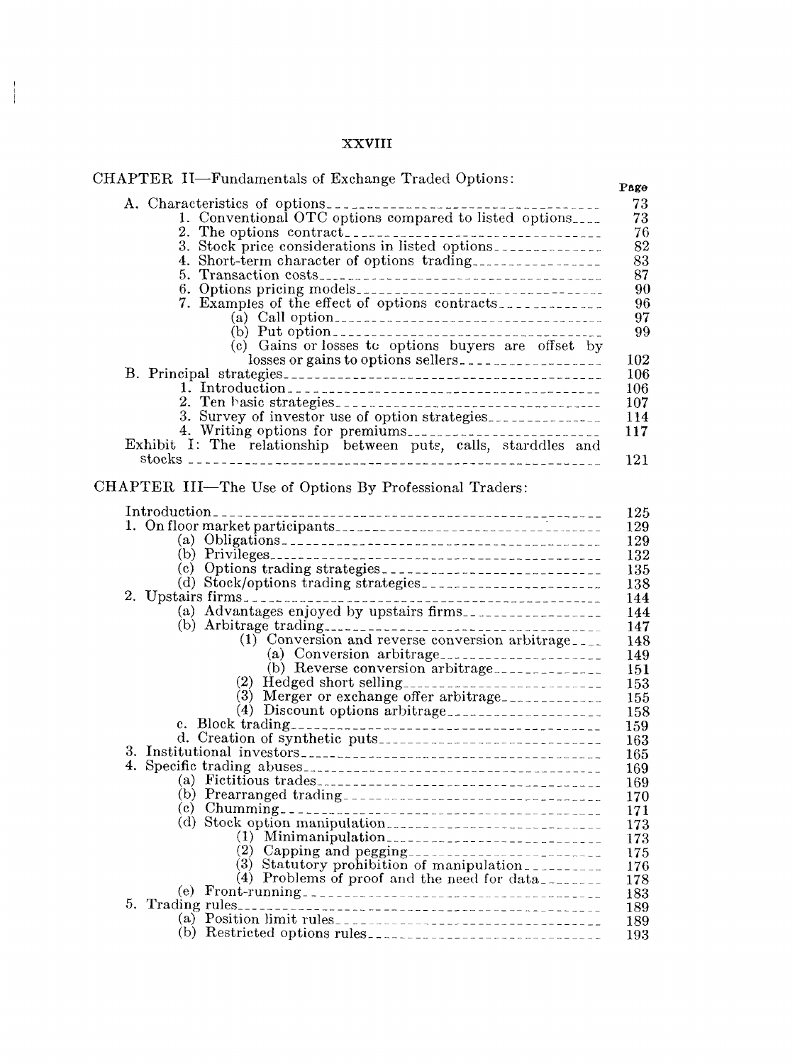CHAPTER II—Fundamentals of Exchange Traded Options:

| | Page |
|---|---|
| A. Characteristics of options | 73 |
| 1. Conventional OTC options compared to listed options | 73 |
| 2. The options contract | 76 |
| 3. Stock price considerations in listed options | 82 |
| 4. Short-term character of options trading | 83 |
| 5. Transaction costs | 87 |
| 6. Options pricing models | 90 |
| 7. Examples of the effect of options contracts | 96 |
| (a) Call option | 97 |
| (b) Put option | 99 |
| (c) Gains or losses to options buyers are offset by losses or gains to options sellers | 102 |
| B. Principal strategies | 106 |
| 1. Introduction | 106 |
| 2. Ten basic strategies | 107 |
| 3. Survey of investor use of option strategies | 114 |
| 4. Writing options for premiums | 117 |
| Exhibit I: The relationship between puts, calls, starddles and stocks | 121 |

CHAPTER III—The Use of Options By Professional Traders:

| | |
|---|---|
| Introduction | 125 |
| 1. On floor market participants | 129 |
| (a) Obligations | 129 |
| (b) Privileges | 132 |
| (c) Options trading strategies | 135 |
| (d) Stock/options trading strategies | 138 |
| 2. Upstairs firms | 144 |
| (a) Advantages enjoyed by upstairs firms | 144 |
| (b) Arbitrage trading | 147 |
| (1) Conversion and reverse conversion arbitrage | 148 |
| (a) Conversion arbitrage | 149 |
| (b) Reverse conversion arbitrage | 151 |
| (2) Hedged short selling | 153 |
| (3) Merger or exchange offer arbitrage | 155 |
| (4) Discount options arbitrage | 158 |
| c. Block trading | 159 |
| d. Creation of synthetic puts | 163 |
| 3. Institutional investors | 165 |
| 4. Specific trading abuses | 169 |
| (a) Fictitious trades | 169 |
| (b) Prearranged trading | 170 |
| (c) Chumming | 171 |
| (d) Stock option manipulation | 173 |
| (1) Minimanipulation | 173 |
| (2) Capping and pegging | 175 |
| (3) Statutory prohibition of manipulation | 176 |
| (4) Problems of proof and the need for data | 178 |
| (e) Front-running | 183 |
| 5. Trading rules | 189 |
| (a) Position limit rules | 189 |
| (b) Restricted options rules | 193 |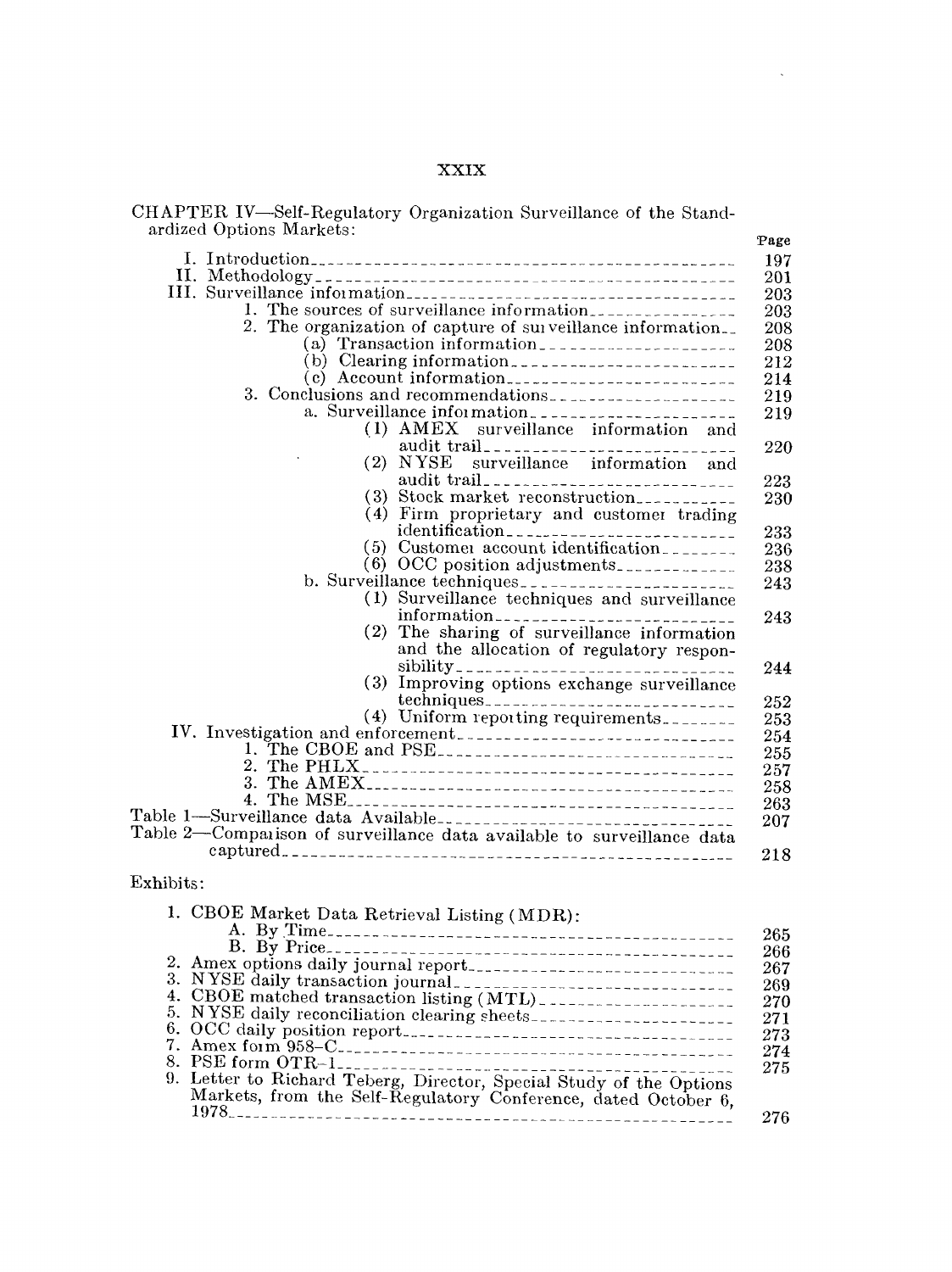CHAPTER IV—Self-Regulatory Organization Surveillance of the Standardized Options Markets:

| | Page |
|---|---|
| I. Introduction | 197 |
| II. Methodology | 201 |
| III. Surveillance information | 203 |
| 1. The sources of surveillance information | 203 |
| 2. The organization of capture of surveillance information | 208 |
| (a) Transaction information | 208 |
| (b) Clearing information | 212 |
| (c) Account information | 214 |
| 3. Conclusions and recommendations | 219 |
| a. Surveillance information | 219 |
| (1) AMEX surveillance information and audit trail | 220 |
| (2) NYSE surveillance information and audit trail | 223 |
| (3) Stock market reconstruction | 230 |
| (4) Firm proprietary and customer trading identification | 233 |
| (5) Customer account identification | 236 |
| (6) OCC position adjustments | 238 |
| b. Surveillance techniques | 243 |
| (1) Surveillance techniques and surveillance information | 243 |
| (2) The sharing of surveillance information and the allocation of regulatory responsibility | 244 |
| (3) Improving options exchange surveillance techniques | 252 |
| (4) Uniform reporting requirements | 253 |
| IV. Investigation and enforcement | 254 |
| 1. The CBOE and PSE | 255 |
| 2. The PHLX | 257 |
| 3. The AMEX | 258 |
| 4. The MSE | 263 |
| Table 1—Surveillance data Available | 207 |
| Table 2—Comparison of surveillance data available to surveillance data captured | 218 |

Exhibits:

| | |
|---|---|
| 1. CBOE Market Data Retrieval Listing (MDR): | |
| A. By Time | 265 |
| B. By Price | 266 |
| 2. Amex options daily journal report | 267 |
| 3. NYSE daily transaction journal | 269 |
| 4. CBOE matched transaction listing (MTL) | 270 |
| 5. NYSE daily reconciliation clearing sheets | 271 |
| 6. OCC daily position report | 273 |
| 7. Amex form 958–C | 274 |
| 8. PSE form OTR–1 | 275 |
| 9. Letter to Richard Teberg, Director, Special Study of the Options Markets, from the Self-Regulatory Conference, dated October 6, 1978 | 276 |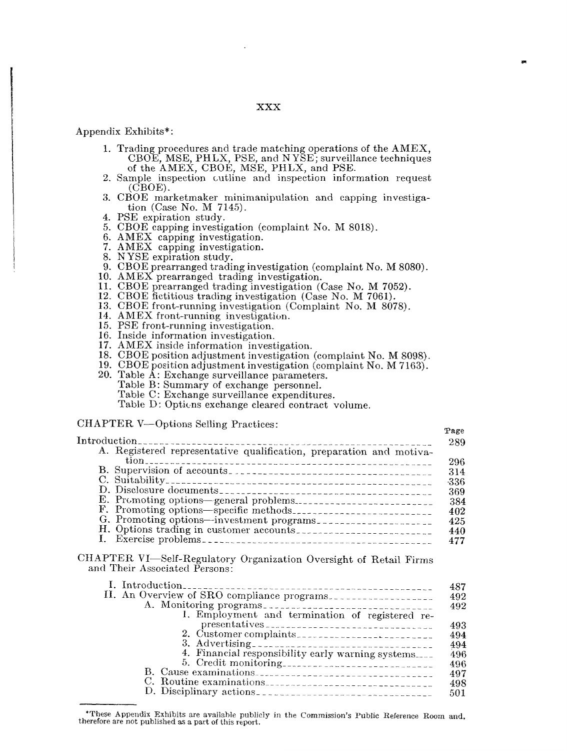Appendix Exhibits*:

1. Trading procedures and trade matching operations of the AMEX, CBOE, MSE, PHLX, PSE, and NYSE; surveillance techniques of the AMEX, CBOE, MSE, PHLX, and PSE.
2. Sample inspection outline and inspection information request (CBOE).
3. CBOE marketmaker minimanipulation and capping investigation (Case No. M 7145).
4. PSE expiration study.
5. CBOE capping investigation (complaint No. M 8018).
6. AMEX capping investigation.
7. AMEX capping investigation.
8. NYSE expiration study.
9. CBOE prearranged trading investigation (complaint No. M 8080).
10. AMEX prearranged trading investigation.
11. CBOE prearranged trading investigation (Case No. M 7052).
12. CBOE fictitious trading investigation (Case No. M 7061).
13. CBOE front-running investigation (Complaint No. M 8078).
14. AMEX front-running investigation.
15. PSE front-running investigation.
16. Inside information investigation.
17. AMEX inside information investigation.
18. CBOE position adjustment investigation (complaint No. M 8098).
19. CBOE position adjustment investigation (complaint No. M 7163).
20. Table A: Exchange surveillance parameters.
    Table B: Summary of exchange personnel.
    Table C: Exchange surveillance expenditures.
    Table D: Options exchange cleared contract volume.

CHAPTER V—Options Selling Practices:

| | Page |
|---|---|
| Introduction | 289 |
| A. Registered representative qualification, preparation and motivation | 296 |
| B. Supervision of accounts | 314 |
| C. Suitability | 336 |
| D. Disclosure documents | 369 |
| E. Promoting options—general problems | 384 |
| F. Promoting options—specific methods | 402 |
| G. Promoting options—investment programs | 425 |
| H. Options trading in customer accounts | 440 |
| I. Exercise problems | 477 |

CHAPTER VI—Self-Regulatory Organization Oversight of Retail Firms and Their Associated Persons:

| | |
|---|---|
| I. Introduction | 487 |
| II. An Overview of SRO compliance programs | 492 |
| A. Monitoring programs | 492 |
| 1. Employment and termination of registered representatives | 493 |
| 2. Customer complaints | 494 |
| 3. Advertising | 494 |
| 4. Financial responsibility early warning systems | 496 |
| 5. Credit monitoring | 496 |
| B. Cause examinations | 497 |
| C. Routine examinations | 498 |
| D. Disciplinary actions | 501 |

*These Appendix Exhibits are available publicly in the Commission's Public Reference Room and, therefore are not published as a part of this report.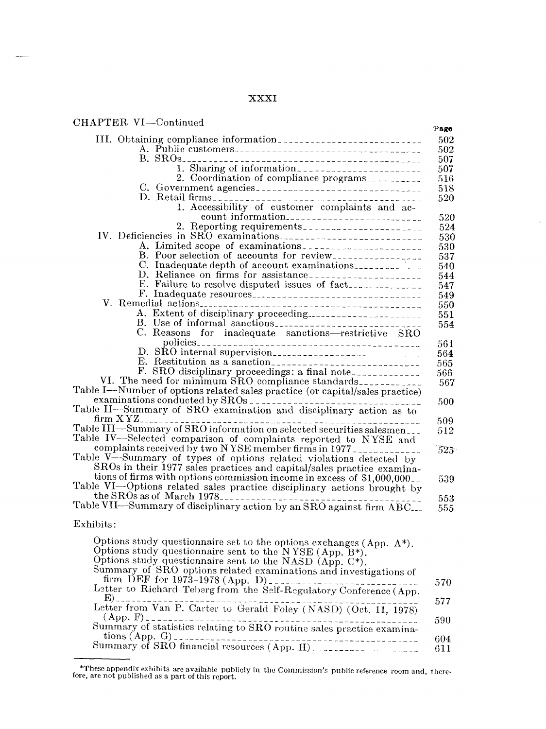CHAPTER VI—Continued

| | Page |
|---|---|
| III. Obtaining compliance information | 502 |
| A. Public customers | 502 |
| B. SROs | 507 |
| 1. Sharing of information | 507 |
| 2. Coordination of compliance programs | 516 |
| C. Government agencies | 518 |
| D. Retail firms | 520 |
| 1. Accessibility of customer complaints and account information | 520 |
| 2. Reporting requirements | 524 |
| IV. Deficiencies in SRO examinations | 530 |
| A. Limited scope of examinations | 530 |
| B. Poor selection of accounts for review | 537 |
| C. Inadequate depth of account examinations | 540 |
| D. Reliance on firms for assistance | 544 |
| E. Failure to resolve disputed issues of fact | 547 |
| F. Inadequate resources | 549 |
| V. Remedial actions | 550 |
| A. Extent of disciplinary proceeding | 551 |
| B. Use of informal sanctions | 554 |
| C. Reasons for inadequate sanctions—restrictive SRO policies | 561 |
| D. SRO internal supervision | 564 |
| E. Restitution as a sanction | 565 |
| F. SRO disciplinary proceedings: a final note | 566 |
| VI. The need for minimum SRO compliance standards | 567 |
| Table I—Number of options related sales practice (or capital/sales practice) examinations conducted by SROs | 500 |
| Table II—Summary of SRO examination and disciplinary action as to firm XYZ | 509 |
| Table III—Summary of SRO information on selected securities salesmen | 512 |
| Table IV—Selected comparison of complaints reported to NYSE and complaints received by two NYSE member firms in 1977 | 525 |
| Table V—Summary of types of options related violations detected by SROs in their 1977 sales practices and capital/sales practice examinations of firms with options commission income in excess of $1,000,000 | 539 |
| Table VI—Options related sales practice disciplinary actions brought by the SROs as of March 1978 | 553 |
| Table VII—Summary of disciplinary action by an SRO against firm ABC | 555 |

Exhibits:

| | |
|---|---|
| Options study questionnaire set to the options exchanges (App. A*). | |
| Options study questionnaire sent to the NYSE (App. B*). | |
| Options study questionnaire sent to the NASD (App. C*). | |
| Summary of SRO options related examinations and investigations of firm DEF for 1973-1978 (App. D) | 570 |
| Letter to Richard Teberg from the Self-Regulatory Conference (App. E) | 577 |
| Letter from Van P. Carter to Gerald Foley (NASD) (Oct. 11, 1978) (App. F) | 590 |
| Summary of statistics relating to SRO routine sales practice examinations (App. G) | 604 |
| Summary of SRO financial resources (App. H) | 611 |

*These appendix exhibits are available publicly in the Commission's public reference room and, therefore, are not published as a part of this report.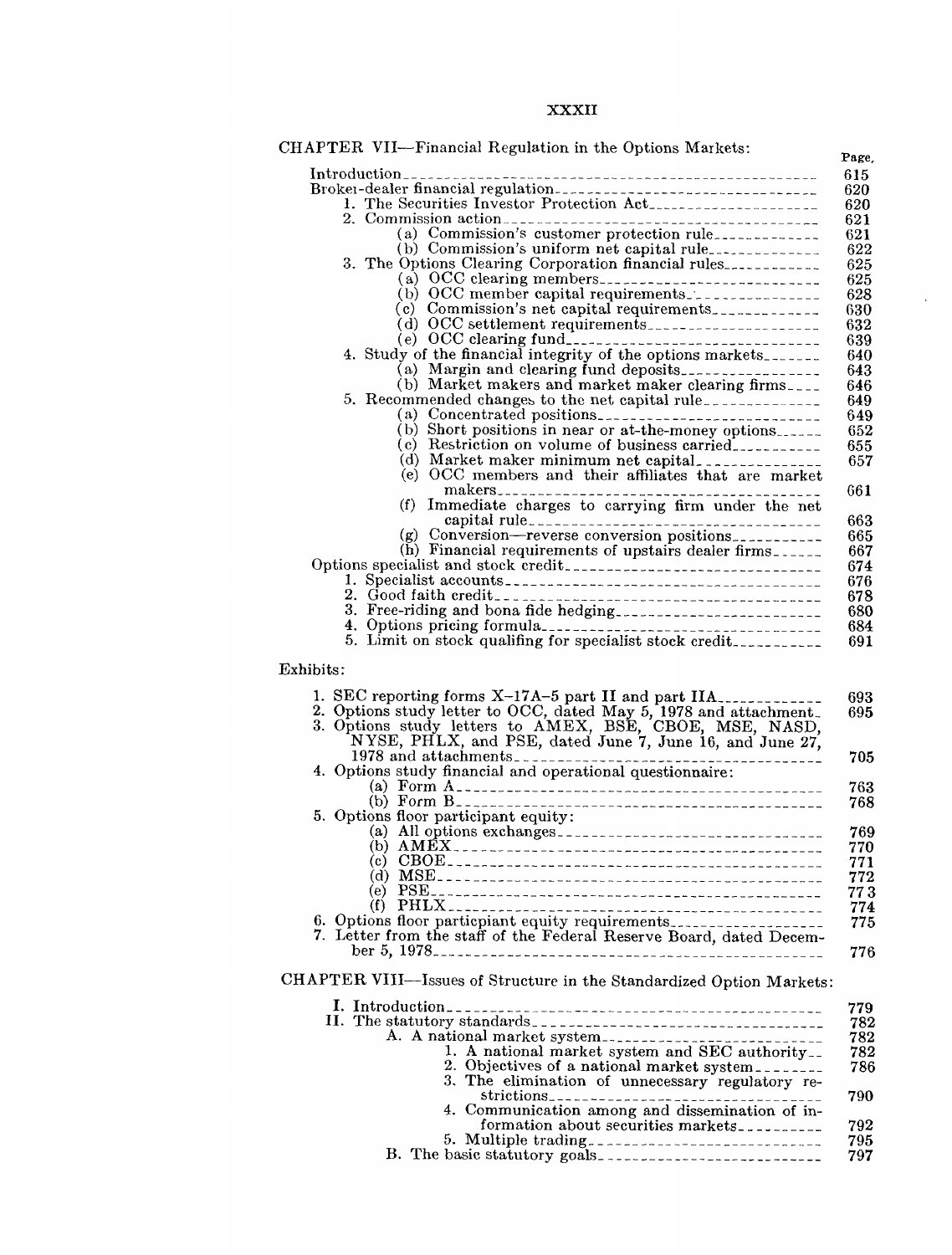CHAPTER VII—Financial Regulation in the Options Markets:

| | Page. |
|---|---|
| Introduction | 615 |
| Broker-dealer financial regulation | 620 |
| 1. The Securities Investor Protection Act | 620 |
| 2. Commission action | 621 |
| (a) Commission's customer protection rule | 621 |
| (b) Commission's uniform net capital rule | 622 |
| 3. The Options Clearing Corporation financial rules | 625 |
| (a) OCC clearing members | 625 |
| (b) OCC member capital requirements | 628 |
| (c) Commission's net capital requirements | 630 |
| (d) OCC settlement requirements | 632 |
| (e) OCC clearing fund | 639 |
| 4. Study of the financial integrity of the options markets | 640 |
| (a) Margin and clearing fund deposits | 643 |
| (b) Market makers and market maker clearing firms | 646 |
| 5. Recommended changes to the net capital rule | 649 |
| (a) Concentrated positions | 649 |
| (b) Short positions in near or at-the-money options | 652 |
| (c) Restriction on volume of business carried | 655 |
| (d) Market maker minimum net capital | 657 |
| (e) OCC members and their affiliates that are market makers | 661 |
| (f) Immediate charges to carrying firm under the net capital rule | 663 |
| (g) Conversion—reverse conversion positions | 665 |
| (h) Financial requirements of upstairs dealer firms | 667 |
| Options specialist and stock credit | 674 |
| 1. Specialist accounts | 676 |
| 2. Good faith credit | 678 |
| 3. Free-riding and bona fide hedging | 680 |
| 4. Options pricing formula | 684 |
| 5. Limit on stock qualifing for specialist stock credit | 691 |

Exhibits:

| | |
|---|---|
| 1. SEC reporting forms X–17A–5 part II and part IIA | 693 |
| 2. Options study letter to OCC, dated May 5, 1978 and attachment | 695 |
| 3. Options study letters to AMEX, BSE, CBOE, MSE, NASD, NYSE, PHLX, and PSE, dated June 7, June 16, and June 27, 1978 and attachments | 705 |
| 4. Options study financial and operational questionnaire: | |
| (a) Form A | 763 |
| (b) Form B | 768 |
| 5. Options floor participant equity: | |
| (a) All options exchanges | 769 |
| (b) AMEX | 770 |
| (c) CBOE | 771 |
| (d) MSE | 772 |
| (e) PSE | 773 |
| (f) PHLX | 774 |
| 6. Options floor particpiant equity requirements | 775 |
| 7. Letter from the staff of the Federal Reserve Board, dated December 5, 1978 | 776 |

CHAPTER VIII—Issues of Structure in the Standardized Option Markets:

| | |
|---|---|
| I. Introduction | 779 |
| II. The statutory standards | 782 |
| A. A national market system | 782 |
| 1. A national market system and SEC authority | 782 |
| 2. Objectives of a national market system | 786 |
| 3. The elimination of unnecessary regulatory restrictions | 790 |
| 4. Communication among and dissemination of information about securities markets | 792 |
| 5. Multiple trading | 795 |
| B. The basic statutory goals | 797 |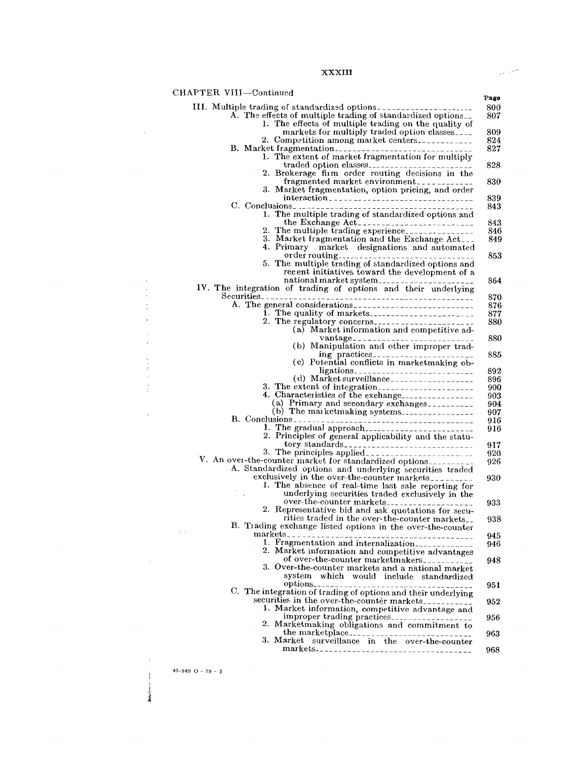CHAPTER VIII—Continued

| | Page |
|---|---|
| III. Multiple trading of standardized options | 800 |
| A. The effects of multiple trading of standardized options | 807 |
| 1. The effects of multiple trading on the quality of markets for multiply traded option classes | 809 |
| 2. Competition among market centers | 824 |
| B. Market fragmentation | 827 |
| 1. The extent of market fragmentation for multiply traded option classes | 828 |
| 2. Brokerage firm order routing decisions in the fragmented market environment | 830 |
| 3. Market fragmentation, option pricing, and order interaction | 839 |
| C. Conclusions | 843 |
| 1. The multiple trading of standardized options and the Exchange Act | 843 |
| 2. The multiple trading experience | 846 |
| 3. Market fragmentation and the Exchange Act | 849 |
| 4. Primary market designations and automated order routing | 853 |
| 5. The multiple trading of standardized options and recent initiatives toward the development of a national market system | 864 |
| IV. The integration of trading of options and their underlying Securities | 870 |
| A. The general considerations | 876 |
| 1. The quality of markets | 877 |
| 2. The regulatory concerns | 880 |
| (a) Market information and competitive advantage | 880 |
| (b) Manipulation and other improper trading practices | 885 |
| (c) Potential conflicts in marketmaking obligations | 892 |
| (d) Market surveillance | 896 |
| 3. The extent of integration | 900 |
| 4. Characteristics of the exchange | 903 |
| (a) Primary and secondary exchanges | 904 |
| (b) The marketmaking systems | 907 |
| B. Conclusions | 916 |
| 1. The gradual approach | 916 |
| 2. Principles of general applicability and the statutory standards | 917 |
| 3. The principles applied | 920 |
| V. An over-the-counter market for standardized options | 926 |
| A. Standardized options and underlying securities traded exclusively in the over-the-counter markets | 930 |
| 1. The absence of real-time last sale reporting for underlying securities traded exclusively in the over-the-counter markets | 933 |
| 2. Representative bid and ask quotations for securities traded in the over-the-counter markets | 938 |
| B. Trading exchange listed options in the over-the-counter markets | 945 |
| 1. Fragmentation and internalization | 946 |
| 2. Market information and competitive advantages of over-the-counter marketmakers | 948 |
| 3. Over-the-counter markets and a national market system which would include standardized options | 951 |
| C. The integration of trading of options and their underlying securities in the over-the-counter markets | 952 |
| 1. Market information, competitive advantage and improper trading practices | 956 |
| 2. Marketmaking obligations and commitment to the marketplace | 963 |
| 3. Market surveillance in the over-the-counter markets | 968 |

40-940 O - 79 - 3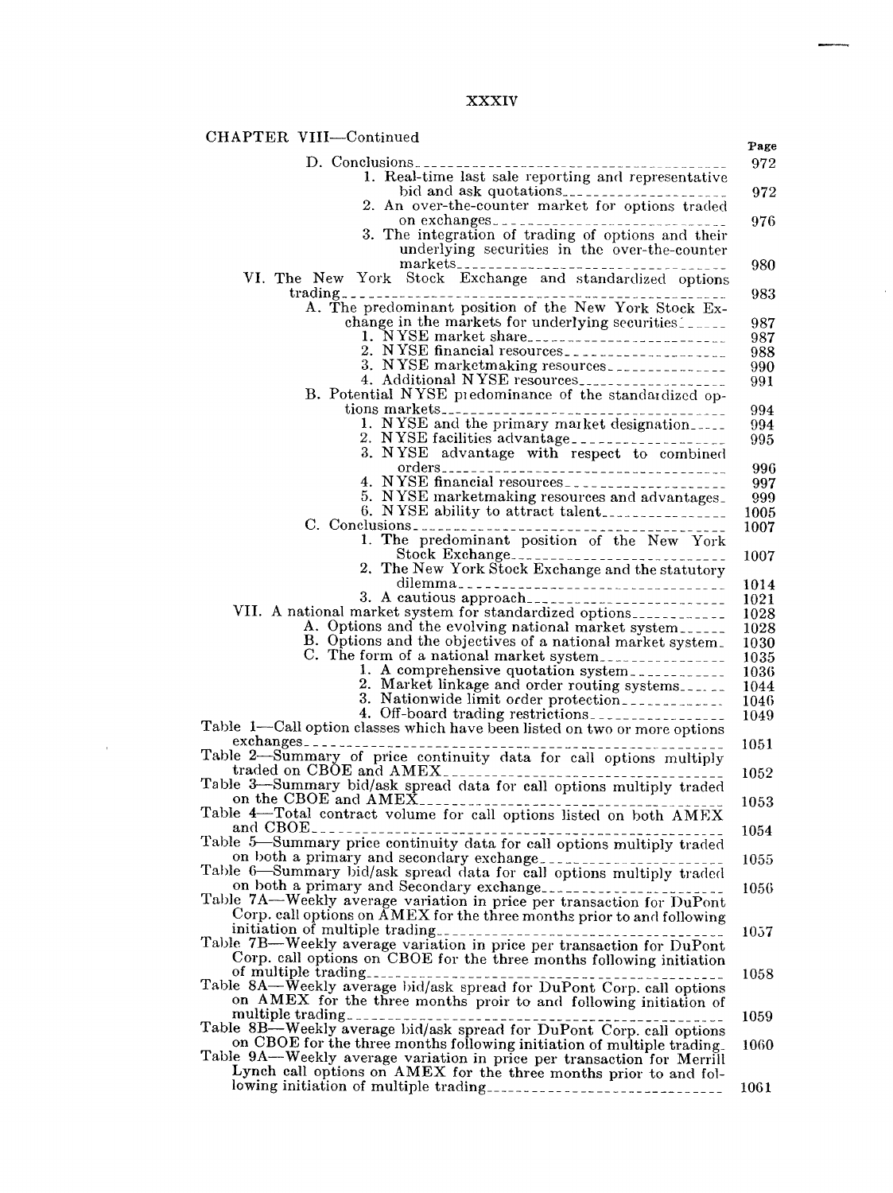CHAPTER VIII—Continued

| | Page |
|---|---|
| D. Conclusions | 972 |
| 1. Real-time last sale reporting and representative bid and ask quotations | 972 |
| 2. An over-the-counter market for options traded on exchanges | 976 |
| 3. The integration of trading of options and their underlying securities in the over-the-counter markets | 980 |
| VI. The New York Stock Exchange and standardized options trading | 983 |
| A. The predominant position of the New York Stock Exchange in the markets for underlying securities | 987 |
| 1. NYSE market share | 987 |
| 2. NYSE financial resources | 988 |
| 3. NYSE marketmaking resources | 990 |
| 4. Additional NYSE resources | 991 |
| B. Potential NYSE predominance of the standardized options markets | 994 |
| 1. NYSE and the primary market designation | 994 |
| 2. NYSE facilities advantage | 995 |
| 3. NYSE advantage with respect to combined orders | 996 |
| 4. NYSE financial resources | 997 |
| 5. NYSE marketmaking resources and advantages | 999 |
| 6. NYSE ability to attract talent | 1005 |
| C. Conclusions | 1007 |
| 1. The predominant position of the New York Stock Exchange | 1007 |
| 2. The New York Stock Exchange and the statutory dilemma | 1014 |
| 3. A cautious approach | 1021 |
| VII. A national market system for standardized options | 1028 |
| A. Options and the evolving national market system | 1028 |
| B. Options and the objectives of a national market system | 1030 |
| C. The form of a national market system | 1035 |
| 1. A comprehensive quotation system | 1036 |
| 2. Market linkage and order routing systems | 1044 |
| 3. Nationwide limit order protection | 1046 |
| 4. Off-board trading restrictions | 1049 |
| Table 1—Call option classes which have been listed on two or more options exchanges | 1051 |
| Table 2—Summary of price continuity data for call options multiply traded on CBOE and AMEX | 1052 |
| Table 3—Summary bid/ask spread data for call options multiply traded on the CBOE and AMEX | 1053 |
| Table 4—Total contract volume for call options listed on both AMEX and CBOE | 1054 |
| Table 5—Summary price continuity data for call options multiply traded on both a primary and secondary exchange | 1055 |
| Table 6—Summary bid/ask spread data for call options multiply traded on both a primary and Secondary exchange | 1056 |
| Table 7A—Weekly average variation in price per transaction for DuPont Corp. call options on AMEX for the three months prior to and following initiation of multiple trading | 1057 |
| Table 7B—Weekly average variation in price per transaction for DuPont Corp. call options on CBOE for the three months following initiation of multiple trading | 1058 |
| Table 8A—Weekly average bid/ask spread for DuPont Corp. call options on AMEX for the three months proir to and following initiation of multiple trading | 1059 |
| Table 8B—Weekly average bid/ask spread for DuPont Corp. call options on CBOE for the three months following initiation of multiple trading | 1060 |
| Table 9A—Weekly average variation in price per transaction for Merrill Lynch call options on AMEX for the three months prior to and following initiation of multiple trading | 1061 |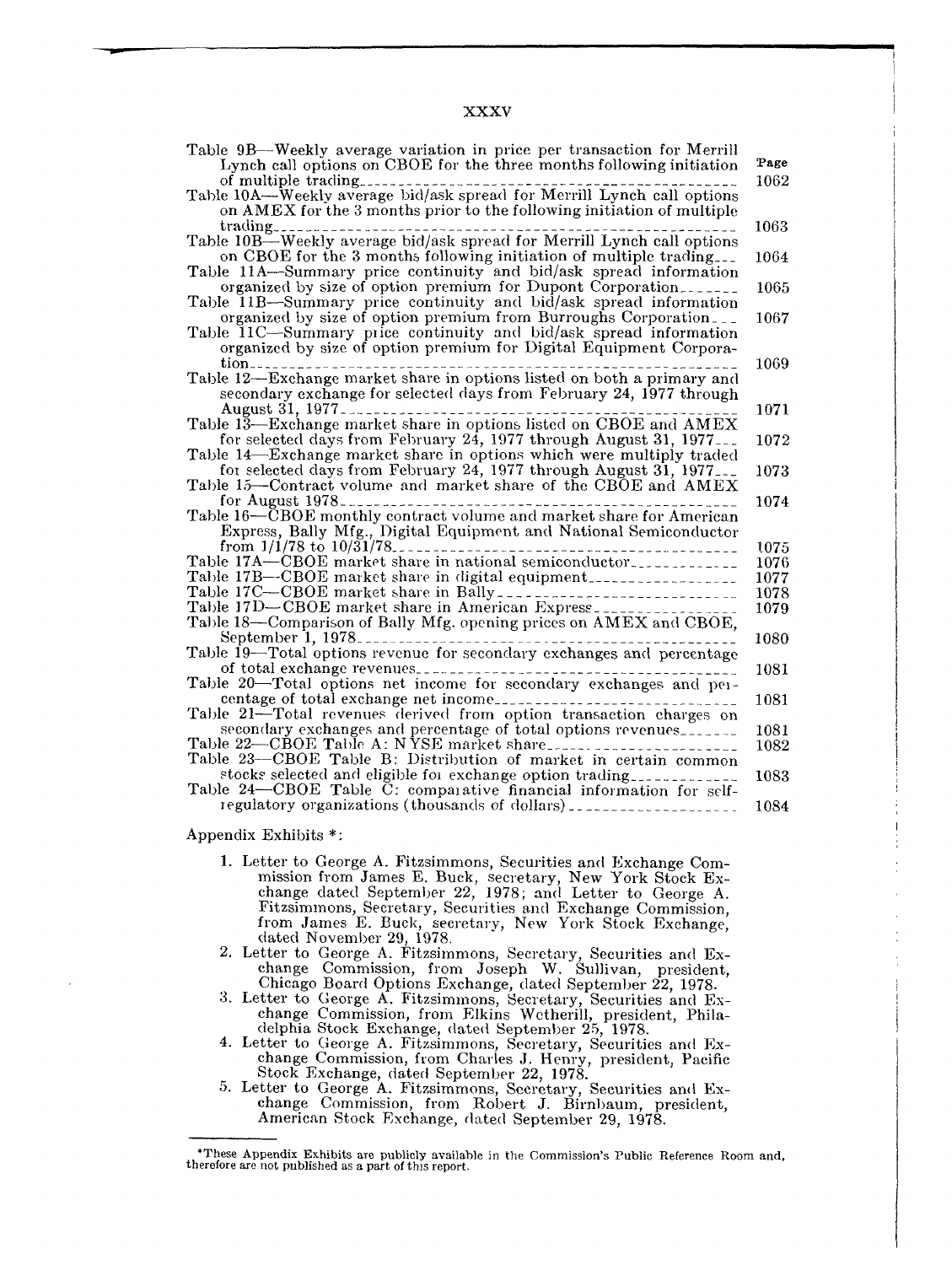| | Page |
|---|---|
| Table 9B—Weekly average variation in price per transaction for Merrill Lynch call options on CBOE for the three months following initiation of multiple trading | 1062 |
| Table 10A—Weekly average bid/ask spread for Merrill Lynch call options on AMEX for the 3 months prior to the following initiation of multiple trading | 1063 |
| Table 10B—Weekly average bid/ask spread for Merrill Lynch call options on CBOE for the 3 months following initiation of multiple trading | 1064 |
| Table 11A—Summary price continuity and bid/ask spread information organized by size of option premium for Dupont Corporation | 1065 |
| Table 11B—Summary price continuity and bid/ask spread information organized by size of option premium from Burroughs Corporation | 1067 |
| Table 11C—Summary price continuity and bid/ask spread information organized by size of option premium for Digital Equipment Corporation | 1069 |
| Table 12—Exchange market share in options listed on both a primary and secondary exchange for selected days from February 24, 1977 through August 31, 1977 | 1071 |
| Table 13—Exchange market share in options listed on CBOE and AMEX for selected days from February 24, 1977 through August 31, 1977 | 1072 |
| Table 14—Exchange market share in options which were multiply traded for selected days from February 24, 1977 through August 31, 1977 | 1073 |
| Table 15—Contract volume and market share of the CBOE and AMEX for August 1978 | 1074 |
| Table 16—CBOE monthly contract volume and market share for American Express, Bally Mfg., Digital Equipment and National Semiconductor from 1/1/78 to 10/31/78 | 1075 |
| Table 17A—CBOE market share in national semiconductor | 1076 |
| Table 17B—CBOE market share in digital equipment | 1077 |
| Table 17C—CBOE market share in Bally | 1078 |
| Table 17D—CBOE market share in American Express | 1079 |
| Table 18—Comparison of Bally Mfg. opening prices on AMEX and CBOE, September 1, 1978 | 1080 |
| Table 19—Total options revenue for secondary exchanges and percentage of total exchange revenues | 1081 |
| Table 20—Total options net income for secondary exchanges and percentage of total exchange net income | 1081 |
| Table 21—Total revenues derived from option transaction charges on secondary exchanges and percentage of total options revenues | 1081 |
| Table 22—CBOE Table A: NYSE market share | 1082 |
| Table 23—CBOE Table B: Distribution of market in certain common stocks selected and eligible for exchange option trading | 1083 |
| Table 24—CBOE Table C: comparative financial information for self-regulatory organizations (thousands of dollars) | 1084 |

Appendix Exhibits *:

1. Letter to George A. Fitzsimmons, Securities and Exchange Commission from James E. Buck, secretary, New York Stock Exchange dated September 22, 1978; and Letter to George A. Fitzsimmons, Secretary, Securities and Exchange Commission, from James E. Buck, secretary, New York Stock Exchange, dated November 29, 1978.
2. Letter to George A. Fitzsimmons, Secretary, Securities and Exchange Commission, from Joseph W. Sullivan, president, Chicago Board Options Exchange, dated September 22, 1978.
3. Letter to George A. Fitzsimmons, Secretary, Securities and Exchange Commission, from Elkins Wetherill, president, Philadelphia Stock Exchange, dated September 25, 1978.
4. Letter to George A. Fitzsimmons, Secretary, Securities and Exchange Commission, from Charles J. Henry, president, Pacific Stock Exchange, dated September 22, 1978.
5. Letter to George A. Fitzsimmons, Secretary, Securities and Exchange Commission, from Robert J. Birnbaum, president, American Stock Exchange, dated September 29, 1978.

*These Appendix Exhibits are publicly available in the Commission's Public Reference Room and, therefore are not published as a part of this report.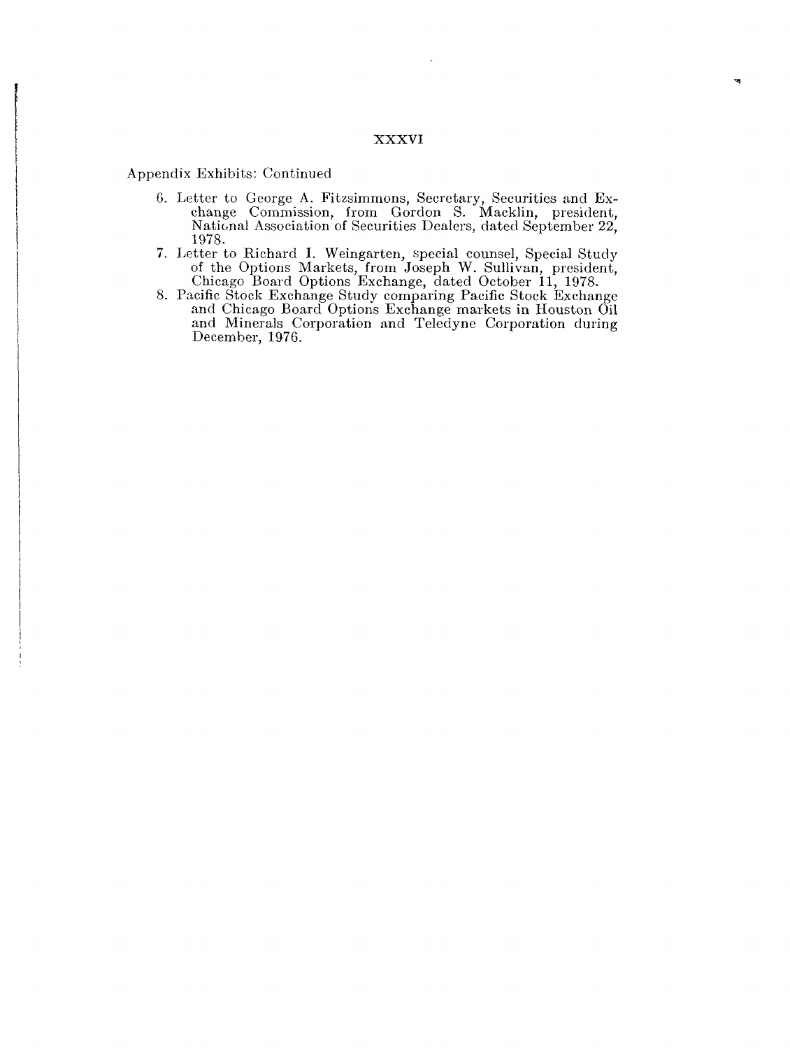Appendix Exhibits: Continued

6. Letter to George A. Fitzsimmons, Secretary, Securities and Exchange Commission, from Gordon S. Macklin, president, National Association of Securities Dealers, dated September 22, 1978.
7. Letter to Richard I. Weingarten, special counsel, Special Study of the Options Markets, from Joseph W. Sullivan, president, Chicago Board Options Exchange, dated October 11, 1978.
8. Pacific Stock Exchange Study comparing Pacific Stock Exchange and Chicago Board Options Exchange markets in Houston Oil and Minerals Corporation and Teledyne Corporation during December, 1976.